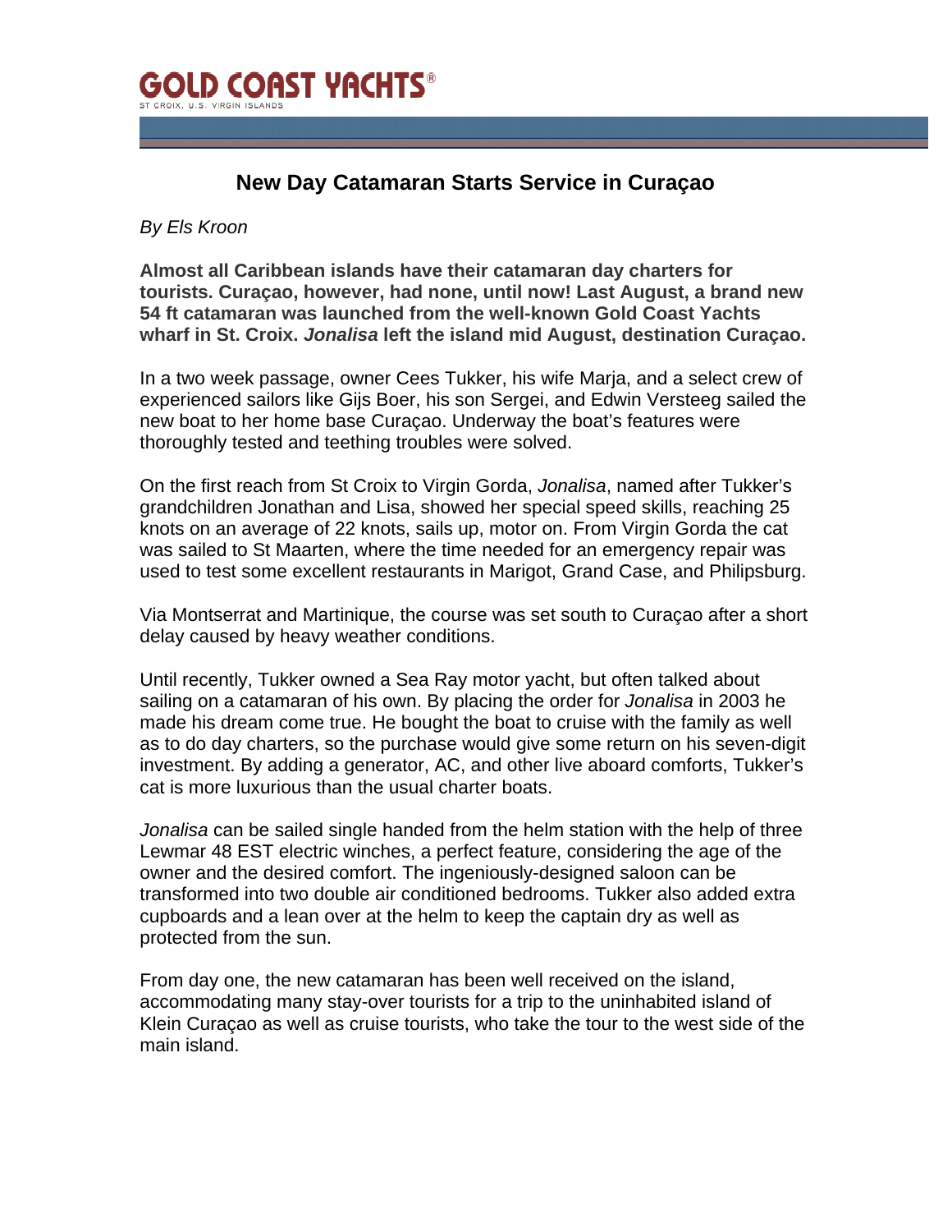GOLD COAST YACHTS®

ST CROIX, U.S. VIRGIN ISLANDS

# New Day Catamaran Starts Service in Curaçao

*By Els Kroon*

**Almost all Caribbean islands have their catamaran day charters for tourists. Curaçao, however, had none, until now! Last August, a brand new 54 ft catamaran was launched from the well-known Gold Coast Yachts wharf in St. Croix. *Jonalisa* left the island mid August, destination Curaçao.**

In a two week passage, owner Cees Tukker, his wife Marja, and a select crew of experienced sailors like Gijs Boer, his son Sergei, and Edwin Versteeg sailed the new boat to her home base Curaçao. Underway the boat's features were thoroughly tested and teething troubles were solved.

On the first reach from St Croix to Virgin Gorda, *Jonalisa*, named after Tukker's grandchildren Jonathan and Lisa, showed her special speed skills, reaching 25 knots on an average of 22 knots, sails up, motor on. From Virgin Gorda the cat was sailed to St Maarten, where the time needed for an emergency repair was used to test some excellent restaurants in Marigot, Grand Case, and Philipsburg.

Via Montserrat and Martinique, the course was set south to Curaçao after a short delay caused by heavy weather conditions.

Until recently, Tukker owned a Sea Ray motor yacht, but often talked about sailing on a catamaran of his own. By placing the order for *Jonalisa* in 2003 he made his dream come true. He bought the boat to cruise with the family as well as to do day charters, so the purchase would give some return on his seven-digit investment. By adding a generator, AC, and other live aboard comforts, Tukker's cat is more luxurious than the usual charter boats.

*Jonalisa* can be sailed single handed from the helm station with the help of three Lewmar 48 EST electric winches, a perfect feature, considering the age of the owner and the desired comfort. The ingeniously-designed saloon can be transformed into two double air conditioned bedrooms. Tukker also added extra cupboards and a lean over at the helm to keep the captain dry as well as protected from the sun.

From day one, the new catamaran has been well received on the island, accommodating many stay-over tourists for a trip to the uninhabited island of Klein Curaçao as well as cruise tourists, who take the tour to the west side of the main island.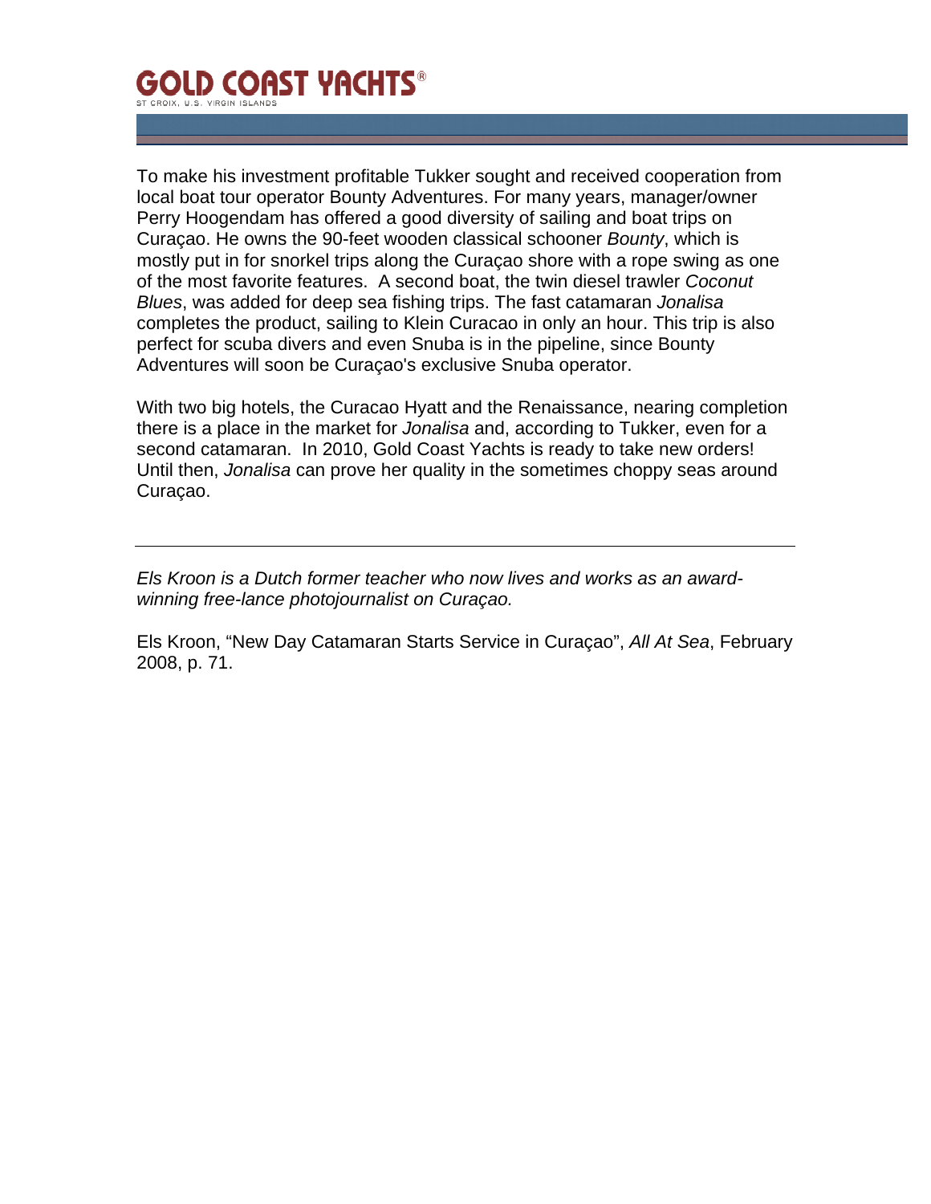To make his investment profitable Tukker sought and received cooperation from local boat tour operator Bounty Adventures. For many years, manager/owner Perry Hoogendam has offered a good diversity of sailing and boat trips on Curaçao. He owns the 90-feet wooden classical schooner *Bounty*, which is mostly put in for snorkel trips along the Curaçao shore with a rope swing as one of the most favorite features. A second boat, the twin diesel trawler *Coconut Blues*, was added for deep sea fishing trips. The fast catamaran *Jonalisa* completes the product, sailing to Klein Curacao in only an hour. This trip is also perfect for scuba divers and even Snuba is in the pipeline, since Bounty Adventures will soon be Curaçao's exclusive Snuba operator.

With two big hotels, the Curacao Hyatt and the Renaissance, nearing completion there is a place in the market for *Jonalisa* and, according to Tukker, even for a second catamaran. In 2010, Gold Coast Yachts is ready to take new orders! Until then, *Jonalisa* can prove her quality in the sometimes choppy seas around Curaçao.

---

*Els Kroon is a Dutch former teacher who now lives and works as an award-winning free-lance photojournalist on Curaçao.*

Els Kroon, "New Day Catamaran Starts Service in Curaçao", *All At Sea*, February 2008, p. 71.